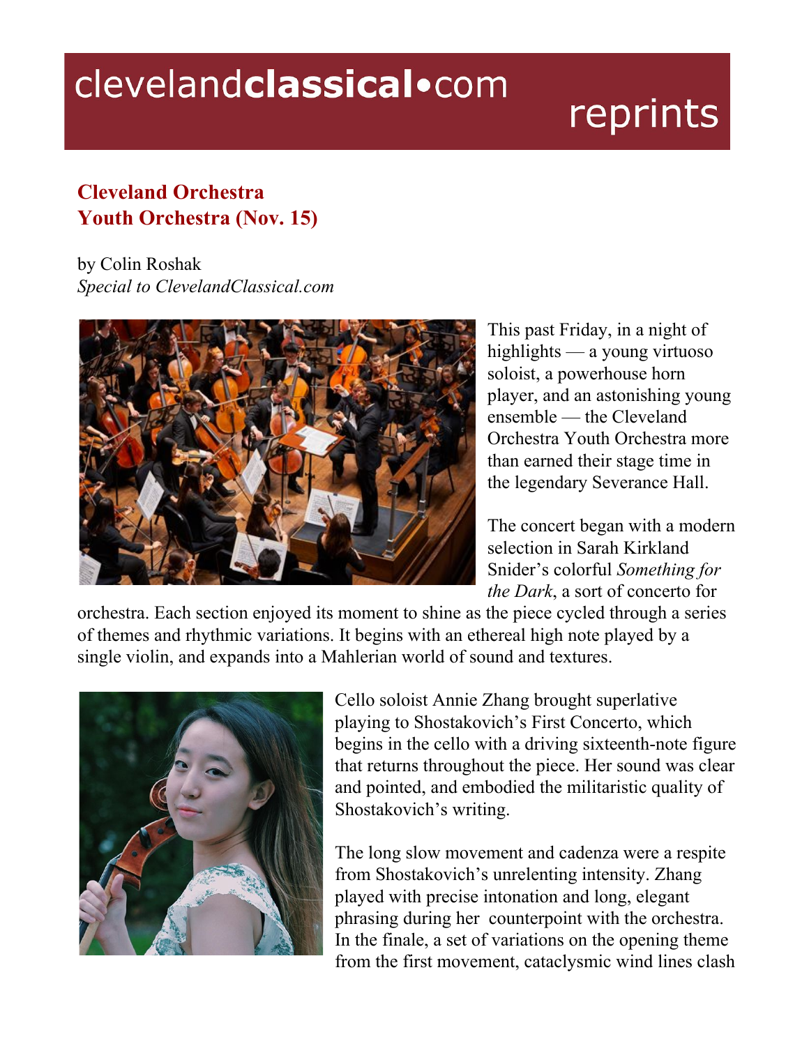clevelandclassical•com reprints

# Cleveland Orchestra Youth Orchestra (Nov. 15)

by Colin Roshak
*Special to ClevelandClassical.com*

This past Friday, in a night of highlights — a young virtuoso soloist, a powerhouse horn player, and an astonishing young ensemble — the Cleveland Orchestra Youth Orchestra more than earned their stage time in the legendary Severance Hall.

The concert began with a modern selection in Sarah Kirkland Snider's colorful *Something for the Dark*, a sort of concerto for orchestra. Each section enjoyed its moment to shine as the piece cycled through a series of themes and rhythmic variations. It begins with an ethereal high note played by a single violin, and expands into a Mahlerian world of sound and textures.

Cello soloist Annie Zhang brought superlative playing to Shostakovich's First Concerto, which begins in the cello with a driving sixteenth-note figure that returns throughout the piece. Her sound was clear and pointed, and embodied the militaristic quality of Shostakovich's writing.

The long slow movement and cadenza were a respite from Shostakovich's unrelenting intensity. Zhang played with precise intonation and long, elegant phrasing during her counterpoint with the orchestra. In the finale, a set of variations on the opening theme from the first movement, cataclysmic wind lines clash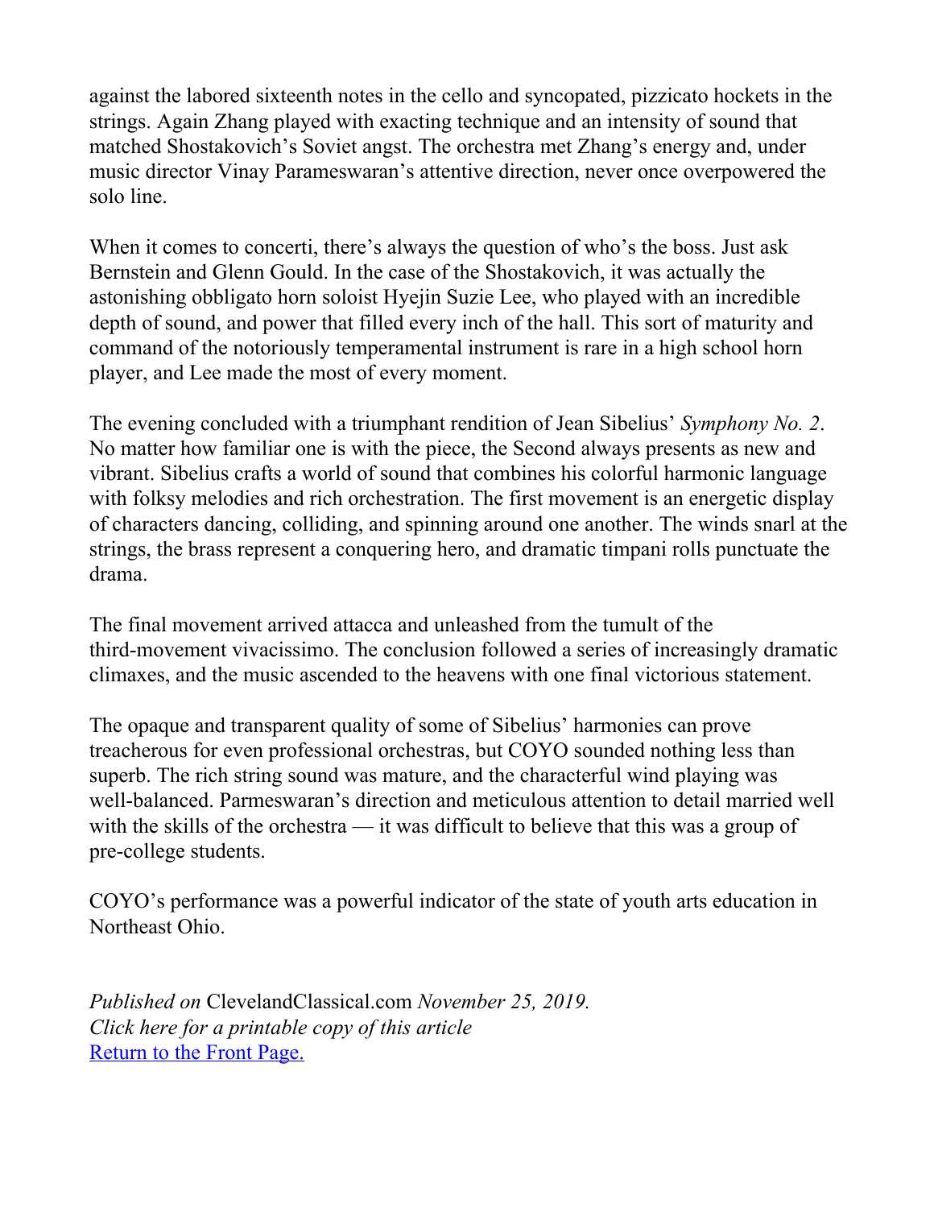against the labored sixteenth notes in the cello and syncopated, pizzicato hockets in the strings. Again Zhang played with exacting technique and an intensity of sound that matched Shostakovich's Soviet angst. The orchestra met Zhang's energy and, under music director Vinay Parameswaran's attentive direction, never once overpowered the solo line.

When it comes to concerti, there's always the question of who's the boss. Just ask Bernstein and Glenn Gould. In the case of the Shostakovich, it was actually the astonishing obbligato horn soloist Hyejin Suzie Lee, who played with an incredible depth of sound, and power that filled every inch of the hall. This sort of maturity and command of the notoriously temperamental instrument is rare in a high school horn player, and Lee made the most of every moment.

The evening concluded with a triumphant rendition of Jean Sibelius' *Symphony No. 2*. No matter how familiar one is with the piece, the Second always presents as new and vibrant. Sibelius crafts a world of sound that combines his colorful harmonic language with folksy melodies and rich orchestration. The first movement is an energetic display of characters dancing, colliding, and spinning around one another. The winds snarl at the strings, the brass represent a conquering hero, and dramatic timpani rolls punctuate the drama.

The final movement arrived attacca and unleashed from the tumult of the third-movement vivacissimo. The conclusion followed a series of increasingly dramatic climaxes, and the music ascended to the heavens with one final victorious statement.

The opaque and transparent quality of some of Sibelius' harmonies can prove treacherous for even professional orchestras, but COYO sounded nothing less than superb. The rich string sound was mature, and the characterful wind playing was well-balanced. Parmeswaran's direction and meticulous attention to detail married well with the skills of the orchestra — it was difficult to believe that this was a group of pre-college students.

COYO's performance was a powerful indicator of the state of youth arts education in Northeast Ohio.

*Published on* ClevelandClassical.com *November 25, 2019.*
*Click here for a printable copy of this article*
[Return to the Front Page.]